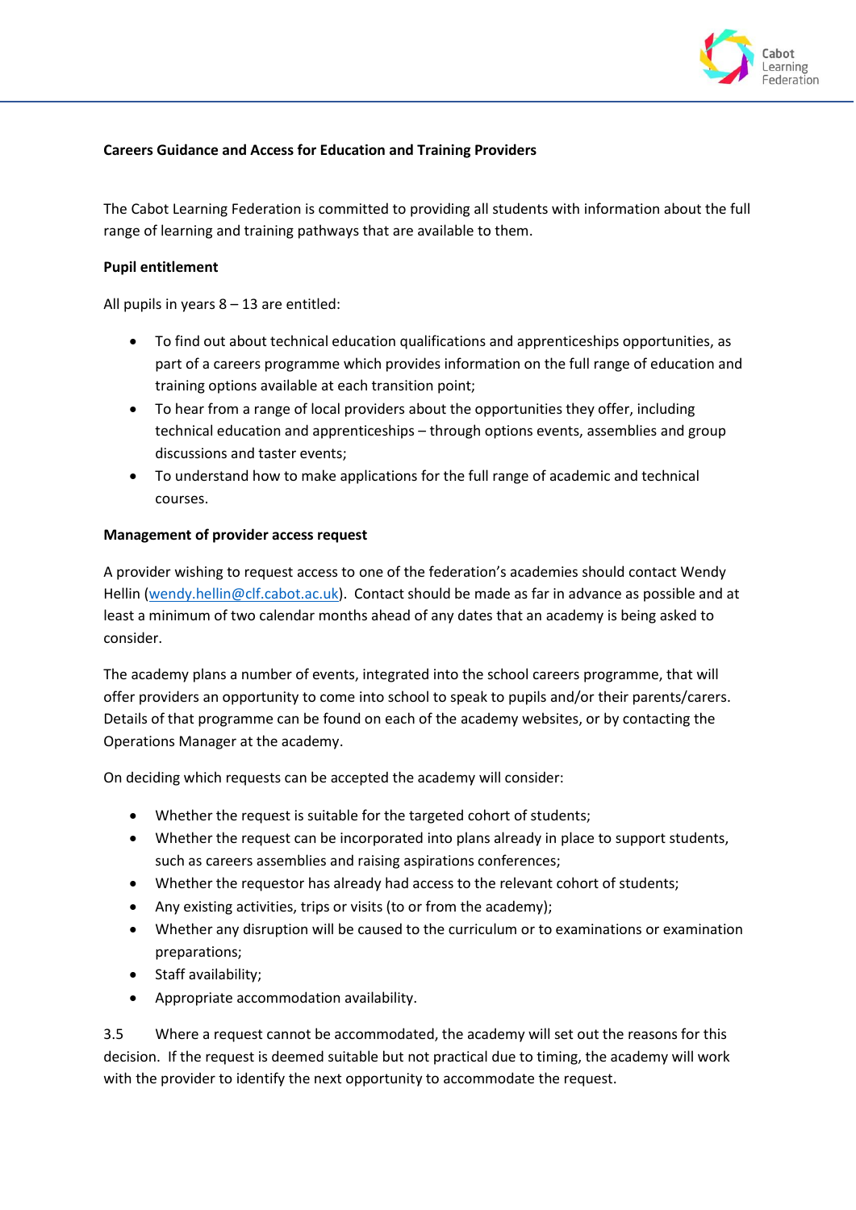**Careers Guidance and Access for Education and Training Providers**

The Cabot Learning Federation is committed to providing all students with information about the full range of learning and training pathways that are available to them.

**Pupil entitlement**

All pupils in years 8 – 13 are entitled:

- To find out about technical education qualifications and apprenticeships opportunities, as part of a careers programme which provides information on the full range of education and training options available at each transition point;
- To hear from a range of local providers about the opportunities they offer, including technical education and apprenticeships – through options events, assemblies and group discussions and taster events;
- To understand how to make applications for the full range of academic and technical courses.

**Management of provider access request**

A provider wishing to request access to one of the federation's academies should contact Wendy Hellin (wendy.hellin@clf.cabot.ac.uk). Contact should be made as far in advance as possible and at least a minimum of two calendar months ahead of any dates that an academy is being asked to consider.

The academy plans a number of events, integrated into the school careers programme, that will offer providers an opportunity to come into school to speak to pupils and/or their parents/carers. Details of that programme can be found on each of the academy websites, or by contacting the Operations Manager at the academy.

On deciding which requests can be accepted the academy will consider:

- Whether the request is suitable for the targeted cohort of students;
- Whether the request can be incorporated into plans already in place to support students, such as careers assemblies and raising aspirations conferences;
- Whether the requestor has already had access to the relevant cohort of students;
- Any existing activities, trips or visits (to or from the academy);
- Whether any disruption will be caused to the curriculum or to examinations or examination preparations;
- Staff availability;
- Appropriate accommodation availability.

3.5 Where a request cannot be accommodated, the academy will set out the reasons for this decision. If the request is deemed suitable but not practical due to timing, the academy will work with the provider to identify the next opportunity to accommodate the request.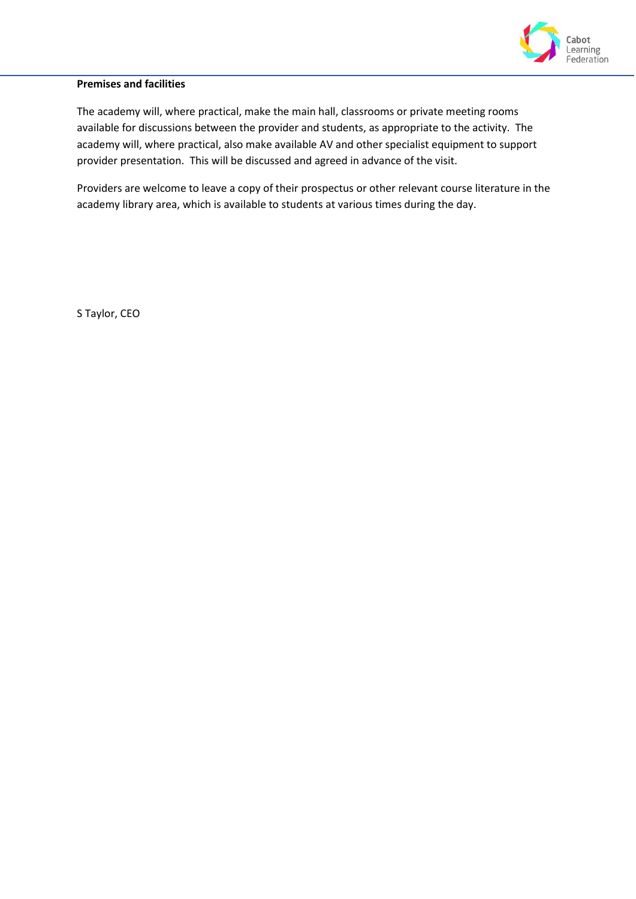**Premises and facilities**

The academy will, where practical, make the main hall, classrooms or private meeting rooms available for discussions between the provider and students, as appropriate to the activity. The academy will, where practical, also make available AV and other specialist equipment to support provider presentation. This will be discussed and agreed in advance of the visit.

Providers are welcome to leave a copy of their prospectus or other relevant course literature in the academy library area, which is available to students at various times during the day.

S Taylor, CEO